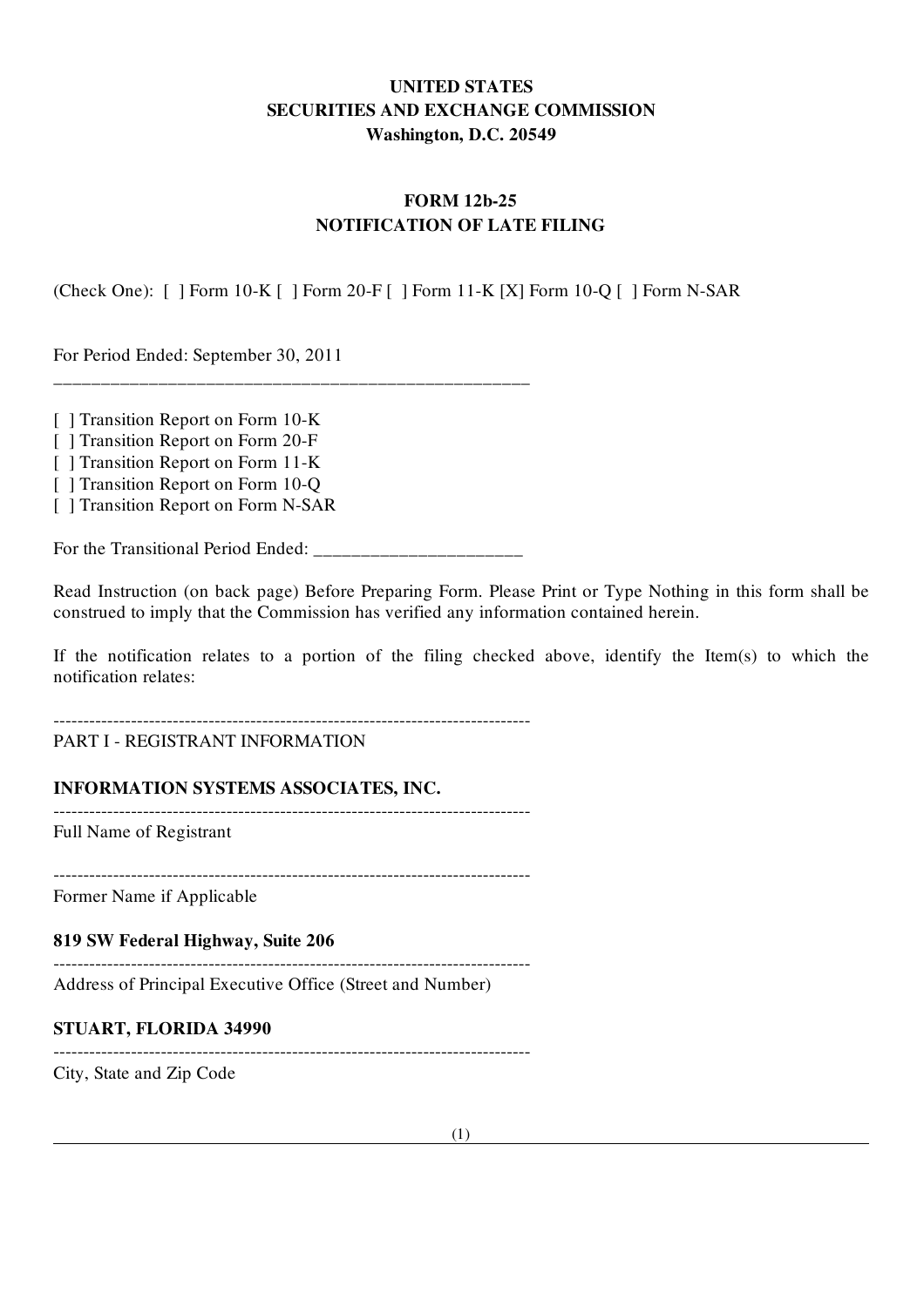**UNITED STATES**
**SECURITIES AND EXCHANGE COMMISSION**
**Washington, D.C. 20549**

**FORM 12b-25**
**NOTIFICATION OF LATE FILING**

(Check One): [ ] Form 10-K [ ] Form 20-F [ ] Form 11-K [X] Form 10-Q [ ] Form N-SAR

For Period Ended: September 30, 2011

---

[ ] Transition Report on Form 10-K
[ ] Transition Report on Form 20-F
[ ] Transition Report on Form 11-K
[ ] Transition Report on Form 10-Q
[ ] Transition Report on Form N-SAR

For the Transitional Period Ended: ______________________

Read Instruction (on back page) Before Preparing Form. Please Print or Type Nothing in this form shall be construed to imply that the Commission has verified any information contained herein.

If the notification relates to a portion of the filing checked above, identify the Item(s) to which the notification relates:

---

PART I - REGISTRANT INFORMATION

**INFORMATION SYSTEMS ASSOCIATES, INC.**

---

Full Name of Registrant

---

Former Name if Applicable

**819 SW Federal Highway, Suite 206**

---

Address of Principal Executive Office (Street and Number)

**STUART, FLORIDA 34990**

---

City, State and Zip Code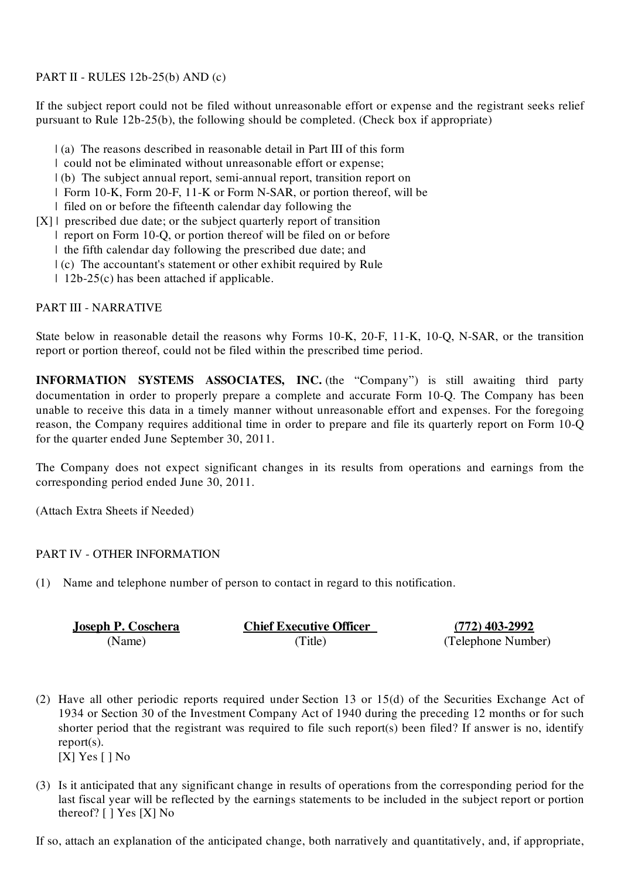PART II - RULES 12b-25(b) AND (c)

If the subject report could not be filed without unreasonable effort or expense and the registrant seeks relief pursuant to Rule 12b-25(b), the following should be completed. (Check box if appropriate)

```
    | (a)  The reasons described in reasonable detail in Part III of this form
    | could not be eliminated without unreasonable effort or expense;
    | (b)  The subject annual report, semi-annual report, transition report on
    | Form 10-K, Form 20-F, 11-K or Form N-SAR, or portion thereof, will be
    | filed on or before the fifteenth calendar day following the
[X] | prescribed due date; or the subject quarterly report of transition
    | report on Form 10-Q, or portion thereof will be filed on or before
    | the fifth calendar day following the prescribed due date; and
    | (c)  The accountant's statement or other exhibit required by Rule
    | 12b-25(c) has been attached if applicable.
```

PART III - NARRATIVE

State below in reasonable detail the reasons why Forms 10-K, 20-F, 11-K, 10-Q, N-SAR, or the transition report or portion thereof, could not be filed within the prescribed time period.

**INFORMATION SYSTEMS ASSOCIATES, INC.** (the "Company") is still awaiting third party documentation in order to properly prepare a complete and accurate Form 10-Q. The Company has been unable to receive this data in a timely manner without unreasonable effort and expenses. For the foregoing reason, the Company requires additional time in order to prepare and file its quarterly report on Form 10-Q for the quarter ended June September 30, 2011.

The Company does not expect significant changes in its results from operations and earnings from the corresponding period ended June 30, 2011.

(Attach Extra Sheets if Needed)

PART IV - OTHER INFORMATION

(1) Name and telephone number of person to contact in regard to this notification.

| **Joseph P. Coschera** | **Chief Executive Officer** | **(772) 403-2992** |
|---|---|---|
| (Name) | (Title) | (Telephone Number) |

(2) Have all other periodic reports required under Section 13 or 15(d) of the Securities Exchange Act of 1934 or Section 30 of the Investment Company Act of 1940 during the preceding 12 months or for such shorter period that the registrant was required to file such report(s) been filed? If answer is no, identify report(s).
[X] Yes [ ] No

(3) Is it anticipated that any significant change in results of operations from the corresponding period for the last fiscal year will be reflected by the earnings statements to be included in the subject report or portion thereof? [ ] Yes [X] No

If so, attach an explanation of the anticipated change, both narratively and quantitatively, and, if appropriate,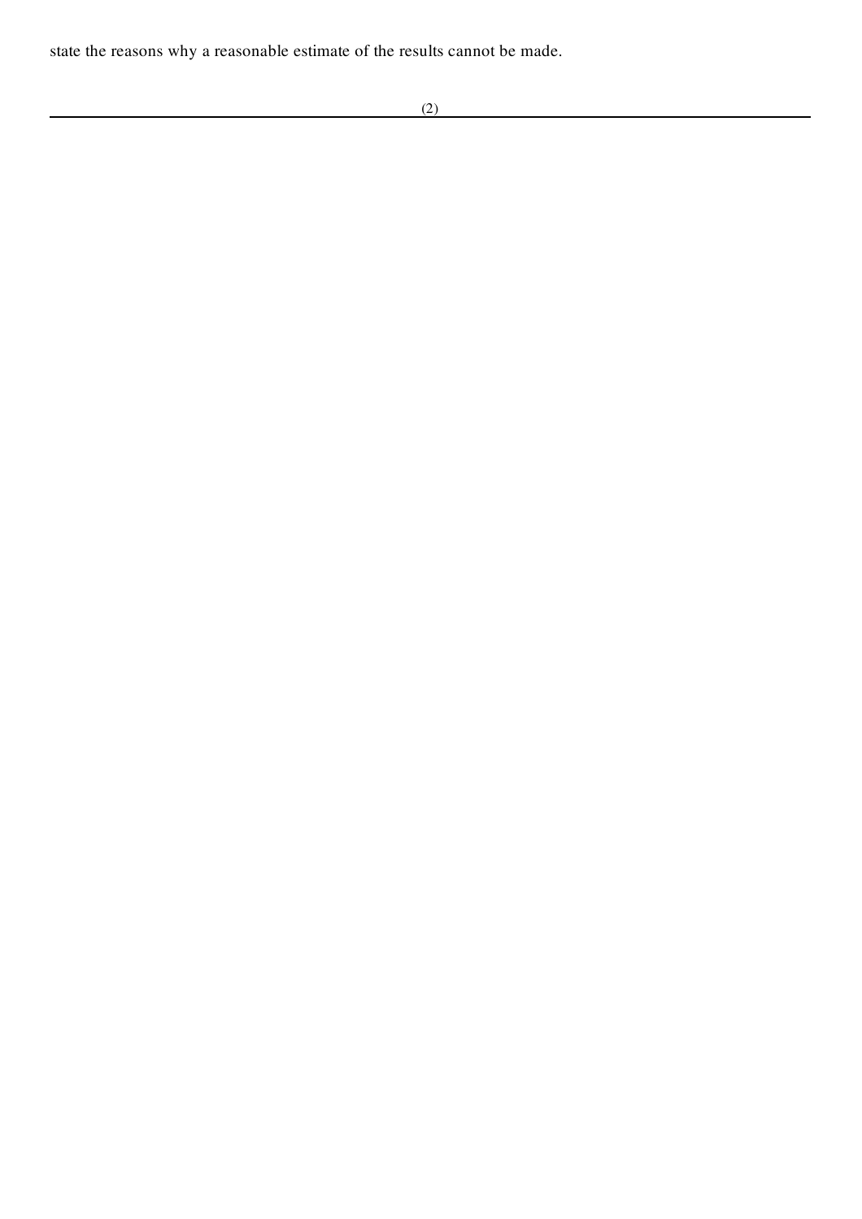state the reasons why a reasonable estimate of the results cannot be made.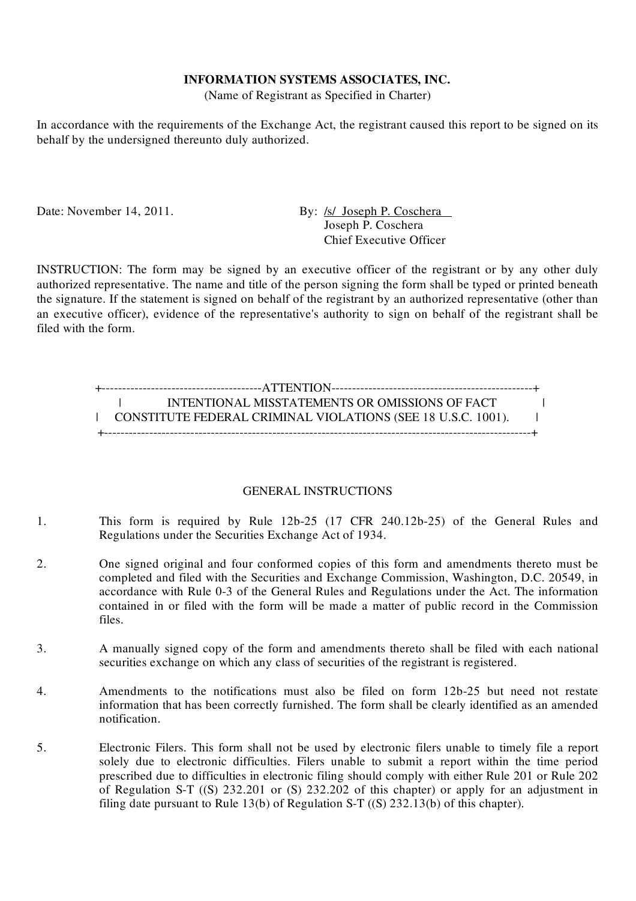**INFORMATION SYSTEMS ASSOCIATES, INC.**
(Name of Registrant as Specified in Charter)

In accordance with the requirements of the Exchange Act, the registrant caused this report to be signed on its behalf by the undersigned thereunto duly authorized.

Date: November 14, 2011.

By: /s/ Joseph P. Coschera
Joseph P. Coschera
Chief Executive Officer

INSTRUCTION: The form may be signed by an executive officer of the registrant or by any other duly authorized representative. The name and title of the person signing the form shall be typed or printed beneath the signature. If the statement is signed on behalf of the registrant by an authorized representative (other than an executive officer), evidence of the representative's authority to sign on behalf of the registrant shall be filed with the form.

```
+---------------------------------------ATTENTION-------------------------------------------------+
|              INTENTIONAL MISSTATEMENTS OR OMISSIONS OF FACT                                      |
|     CONSTITUTE FEDERAL CRIMINAL VIOLATIONS (SEE 18 U.S.C. 1001).                                 |
+-------------------------------------------------------------------------------------------------+
```

GENERAL INSTRUCTIONS

1. This form is required by Rule 12b-25 (17 CFR 240.12b-25) of the General Rules and Regulations under the Securities Exchange Act of 1934.

2. One signed original and four conformed copies of this form and amendments thereto must be completed and filed with the Securities and Exchange Commission, Washington, D.C. 20549, in accordance with Rule 0-3 of the General Rules and Regulations under the Act. The information contained in or filed with the form will be made a matter of public record in the Commission files.

3. A manually signed copy of the form and amendments thereto shall be filed with each national securities exchange on which any class of securities of the registrant is registered.

4. Amendments to the notifications must also be filed on form 12b-25 but need not restate information that has been correctly furnished. The form shall be clearly identified as an amended notification.

5. Electronic Filers. This form shall not be used by electronic filers unable to timely file a report solely due to electronic difficulties. Filers unable to submit a report within the time period prescribed due to difficulties in electronic filing should comply with either Rule 201 or Rule 202 of Regulation S-T ((S) 232.201 or (S) 232.202 of this chapter) or apply for an adjustment in filing date pursuant to Rule 13(b) of Regulation S-T ((S) 232.13(b) of this chapter).